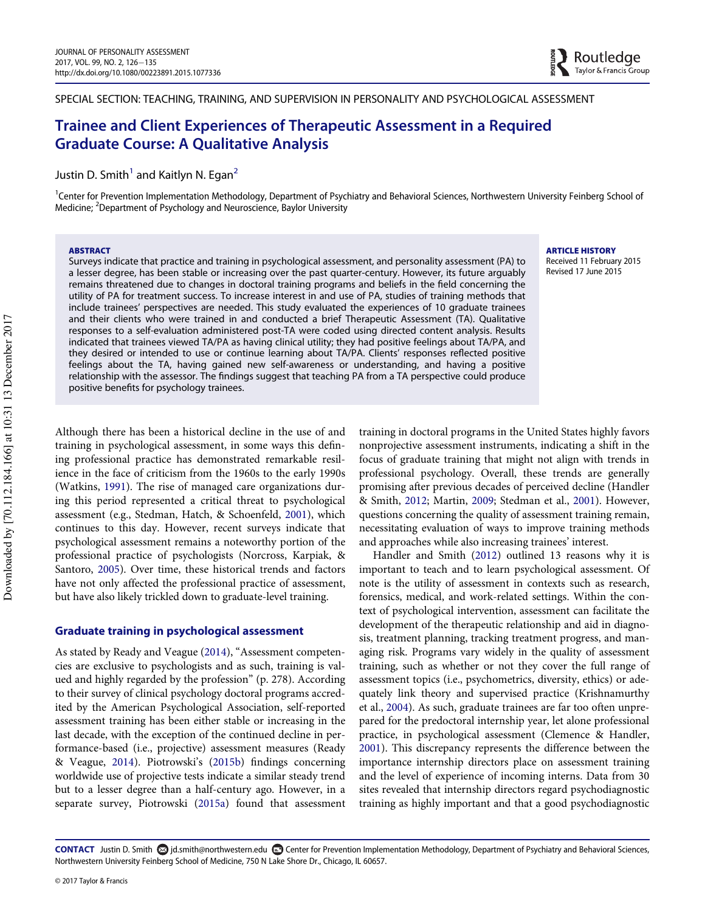SPECIAL SECTION: TEACHING, TRAINING, AND SUPERVISION IN PERSONALITY AND PSYCHOLOGICAL ASSESSMENT

# Trainee and Client Experiences of Therapeutic Assessment in a Required Graduate Course: A Qualitative Analysis

Justin D. Smith[1] and Kaitlyn N. Egan[2]

[1]Center for Prevention Implementation Methodology, Department of Psychiatry and Behavioral Sciences, Northwestern University Feinberg School of Medicine; [2]Department of Psychology and Neuroscience, Baylor University

**ABSTRACT**

Surveys indicate that practice and training in psychological assessment, and personality assessment (PA) to a lesser degree, has been stable or increasing over the past quarter-century. However, its future arguably remains threatened due to changes in doctoral training programs and beliefs in the field concerning the utility of PA for treatment success. To increase interest in and use of PA, studies of training methods that include trainees' perspectives are needed. This study evaluated the experiences of 10 graduate trainees and their clients who were trained in and conducted a brief Therapeutic Assessment (TA). Qualitative responses to a self-evaluation administered post-TA were coded using directed content analysis. Results indicated that trainees viewed TA/PA as having clinical utility; they had positive feelings about TA/PA, and they desired or intended to use or continue learning about TA/PA. Clients' responses reflected positive feelings about the TA, having gained new self-awareness or understanding, and having a positive relationship with the assessor. The findings suggest that teaching PA from a TA perspective could produce positive benefits for psychology trainees.

**ARTICLE HISTORY**

Received 11 February 2015
Revised 17 June 2015

Although there has been a historical decline in the use of and training in psychological assessment, in some ways this defining professional practice has demonstrated remarkable resilience in the face of criticism from the 1960s to the early 1990s (Watkins, 1991). The rise of managed care organizations during this period represented a critical threat to psychological assessment (e.g., Stedman, Hatch, & Schoenfeld, 2001), which continues to this day. However, recent surveys indicate that psychological assessment remains a noteworthy portion of the professional practice of psychologists (Norcross, Karpiak, & Santoro, 2005). Over time, these historical trends and factors have not only affected the professional practice of assessment, but have also likely trickled down to graduate-level training.

## Graduate training in psychological assessment

As stated by Ready and Veague (2014), "Assessment competencies are exclusive to psychologists and as such, training is valued and highly regarded by the profession" (p. 278). According to their survey of clinical psychology doctoral programs accredited by the American Psychological Association, self-reported assessment training has been either stable or increasing in the last decade, with the exception of the continued decline in performance-based (i.e., projective) assessment measures (Ready & Veague, 2014). Piotrowski's (2015b) findings concerning worldwide use of projective tests indicate a similar steady trend but to a lesser degree than a half-century ago. However, in a separate survey, Piotrowski (2015a) found that assessment training in doctoral programs in the United States highly favors nonprojective assessment instruments, indicating a shift in the focus of graduate training that might not align with trends in professional psychology. Overall, these trends are generally promising after previous decades of perceived decline (Handler & Smith, 2012; Martin, 2009; Stedman et al., 2001). However, questions concerning the quality of assessment training remain, necessitating evaluation of ways to improve training methods and approaches while also increasing trainees' interest.

Handler and Smith (2012) outlined 13 reasons why it is important to teach and to learn psychological assessment. Of note is the utility of assessment in contexts such as research, forensics, medical, and work-related settings. Within the context of psychological intervention, assessment can facilitate the development of the therapeutic relationship and aid in diagnosis, treatment planning, tracking treatment progress, and managing risk. Programs vary widely in the quality of assessment training, such as whether or not they cover the full range of assessment topics (i.e., psychometrics, diversity, ethics) or adequately link theory and supervised practice (Krishnamurthy et al., 2004). As such, graduate trainees are far too often unprepared for the predoctoral internship year, let alone professional practice, in psychological assessment (Clemence & Handler, 2001). This discrepancy represents the difference between the importance internship directors place on assessment training and the level of experience of incoming interns. Data from 30 sites revealed that internship directors regard psychodiagnostic training as highly important and that a good psychodiagnostic

**CONTACT** Justin D. Smith jd.smith@northwestern.edu Center for Prevention Implementation Methodology, Department of Psychiatry and Behavioral Sciences, Northwestern University Feinberg School of Medicine, 750 N Lake Shore Dr., Chicago, IL 60657.

© 2017 Taylor & Francis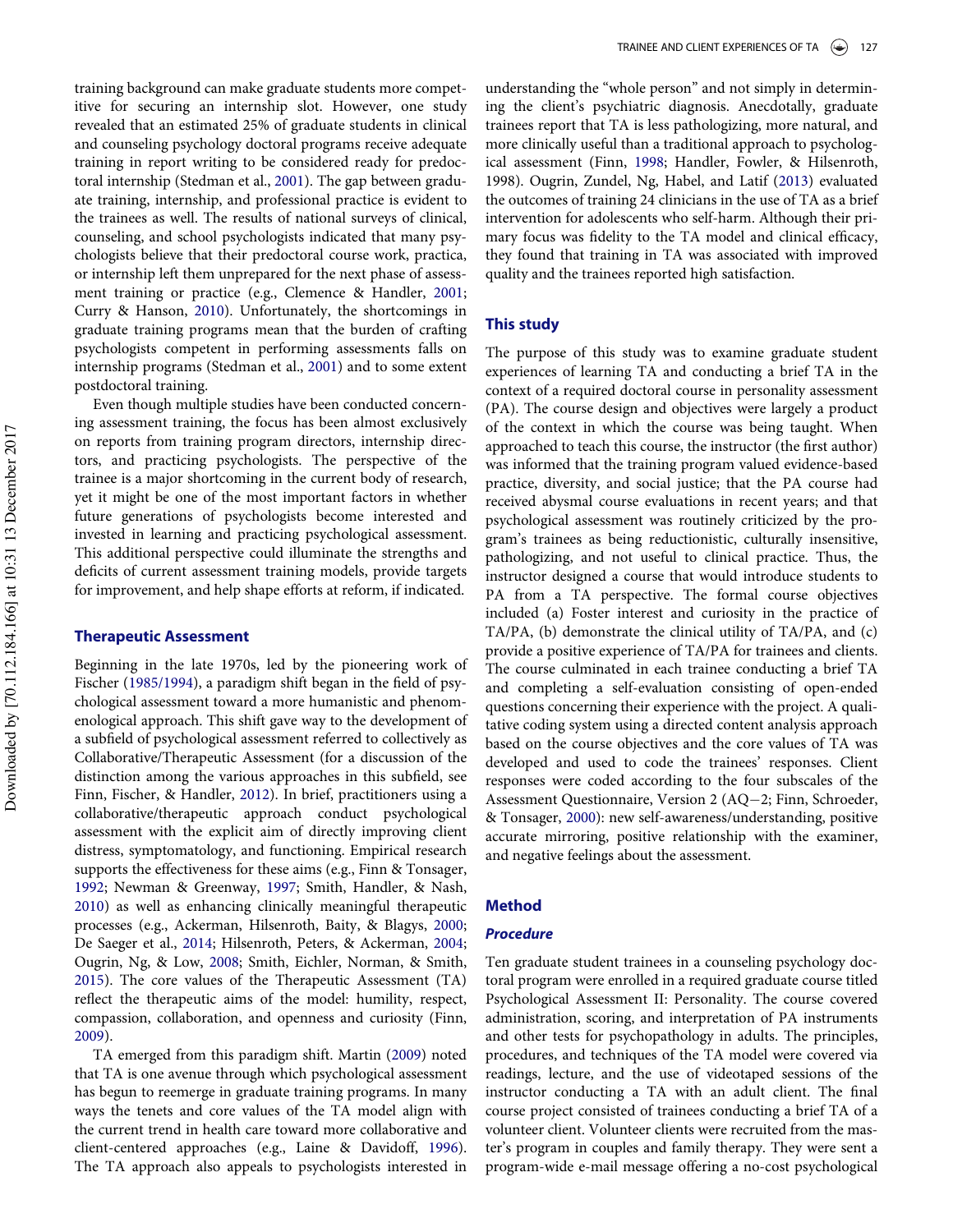training background can make graduate students more competitive for securing an internship slot. However, one study revealed that an estimated 25% of graduate students in clinical and counseling psychology doctoral programs receive adequate training in report writing to be considered ready for predoctoral internship (Stedman et al., 2001). The gap between graduate training, internship, and professional practice is evident to the trainees as well. The results of national surveys of clinical, counseling, and school psychologists indicated that many psychologists believe that their predoctoral course work, practica, or internship left them unprepared for the next phase of assessment training or practice (e.g., Clemence & Handler, 2001; Curry & Hanson, 2010). Unfortunately, the shortcomings in graduate training programs mean that the burden of crafting psychologists competent in performing assessments falls on internship programs (Stedman et al., 2001) and to some extent postdoctoral training.

Even though multiple studies have been conducted concerning assessment training, the focus has been almost exclusively on reports from training program directors, internship directors, and practicing psychologists. The perspective of the trainee is a major shortcoming in the current body of research, yet it might be one of the most important factors in whether future generations of psychologists become interested and invested in learning and practicing psychological assessment. This additional perspective could illuminate the strengths and deficits of current assessment training models, provide targets for improvement, and help shape efforts at reform, if indicated.

## Therapeutic Assessment

Beginning in the late 1970s, led by the pioneering work of Fischer (1985/1994), a paradigm shift began in the field of psychological assessment toward a more humanistic and phenomenological approach. This shift gave way to the development of a subfield of psychological assessment referred to collectively as Collaborative/Therapeutic Assessment (for a discussion of the distinction among the various approaches in this subfield, see Finn, Fischer, & Handler, 2012). In brief, practitioners using a collaborative/therapeutic approach conduct psychological assessment with the explicit aim of directly improving client distress, symptomatology, and functioning. Empirical research supports the effectiveness for these aims (e.g., Finn & Tonsager, 1992; Newman & Greenway, 1997; Smith, Handler, & Nash, 2010) as well as enhancing clinically meaningful therapeutic processes (e.g., Ackerman, Hilsenroth, Baity, & Blagys, 2000; De Saeger et al., 2014; Hilsenroth, Peters, & Ackerman, 2004; Ougrin, Ng, & Low, 2008; Smith, Eichler, Norman, & Smith, 2015). The core values of the Therapeutic Assessment (TA) reflect the therapeutic aims of the model: humility, respect, compassion, collaboration, and openness and curiosity (Finn, 2009).

TA emerged from this paradigm shift. Martin (2009) noted that TA is one avenue through which psychological assessment has begun to reemerge in graduate training programs. In many ways the tenets and core values of the TA model align with the current trend in health care toward more collaborative and client-centered approaches (e.g., Laine & Davidoff, 1996). The TA approach also appeals to psychologists interested in understanding the "whole person" and not simply in determining the client's psychiatric diagnosis. Anecdotally, graduate trainees report that TA is less pathologizing, more natural, and more clinically useful than a traditional approach to psychological assessment (Finn, 1998; Handler, Fowler, & Hilsenroth, 1998). Ougrin, Zundel, Ng, Habel, and Latif (2013) evaluated the outcomes of training 24 clinicians in the use of TA as a brief intervention for adolescents who self-harm. Although their primary focus was fidelity to the TA model and clinical efficacy, they found that training in TA was associated with improved quality and the trainees reported high satisfaction.

## This study

The purpose of this study was to examine graduate student experiences of learning TA and conducting a brief TA in the context of a required doctoral course in personality assessment (PA). The course design and objectives were largely a product of the context in which the course was being taught. When approached to teach this course, the instructor (the first author) was informed that the training program valued evidence-based practice, diversity, and social justice; that the PA course had received abysmal course evaluations in recent years; and that psychological assessment was routinely criticized by the program's trainees as being reductionistic, culturally insensitive, pathologizing, and not useful to clinical practice. Thus, the instructor designed a course that would introduce students to PA from a TA perspective. The formal course objectives included (a) Foster interest and curiosity in the practice of TA/PA, (b) demonstrate the clinical utility of TA/PA, and (c) provide a positive experience of TA/PA for trainees and clients. The course culminated in each trainee conducting a brief TA and completing a self-evaluation consisting of open-ended questions concerning their experience with the project. A qualitative coding system using a directed content analysis approach based on the course objectives and the core values of TA was developed and used to code the trainees' responses. Client responses were coded according to the four subscales of the Assessment Questionnaire, Version 2 (AQ−2; Finn, Schroeder, & Tonsager, 2000): new self-awareness/understanding, positive accurate mirroring, positive relationship with the examiner, and negative feelings about the assessment.

## Method

### Procedure

Ten graduate student trainees in a counseling psychology doctoral program were enrolled in a required graduate course titled Psychological Assessment II: Personality. The course covered administration, scoring, and interpretation of PA instruments and other tests for psychopathology in adults. The principles, procedures, and techniques of the TA model were covered via readings, lecture, and the use of videotaped sessions of the instructor conducting a TA with an adult client. The final course project consisted of trainees conducting a brief TA of a volunteer client. Volunteer clients were recruited from the master's program in couples and family therapy. They were sent a program-wide e-mail message offering a no-cost psychological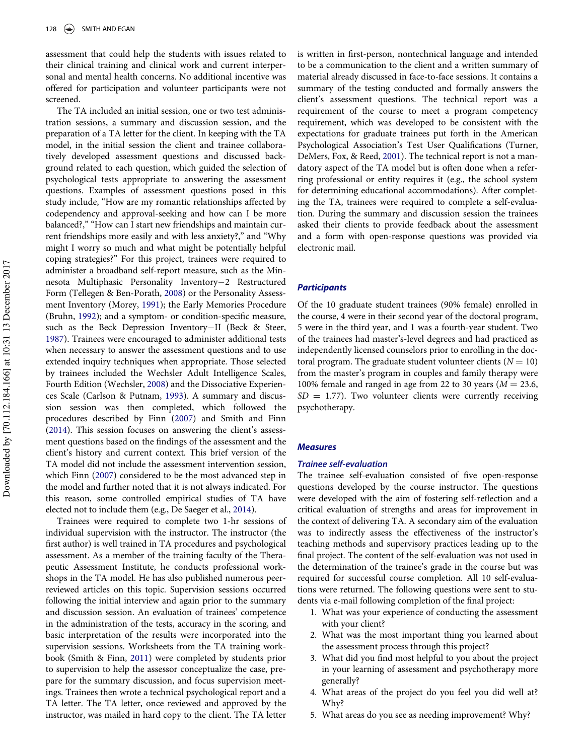assessment that could help the students with issues related to their clinical training and clinical work and current interpersonal and mental health concerns. No additional incentive was offered for participation and volunteer participants were not screened.

The TA included an initial session, one or two test administration sessions, a summary and discussion session, and the preparation of a TA letter for the client. In keeping with the TA model, in the initial session the client and trainee collaboratively developed assessment questions and discussed background related to each question, which guided the selection of psychological tests appropriate to answering the assessment questions. Examples of assessment questions posed in this study include, "How are my romantic relationships affected by codependency and approval-seeking and how can I be more balanced?," "How can I start new friendships and maintain current friendships more easily and with less anxiety?," and "Why might I worry so much and what might be potentially helpful coping strategies?" For this project, trainees were required to administer a broadband self-report measure, such as the Minnesota Multiphasic Personality Inventory−2 Restructured Form (Tellegen & Ben-Porath, 2008) or the Personality Assessment Inventory (Morey, 1991); the Early Memories Procedure (Bruhn, 1992); and a symptom- or condition-specific measure, such as the Beck Depression Inventory−II (Beck & Steer, 1987). Trainees were encouraged to administer additional tests when necessary to answer the assessment questions and to use extended inquiry techniques when appropriate. Those selected by trainees included the Wechsler Adult Intelligence Scales, Fourth Edition (Wechsler, 2008) and the Dissociative Experiences Scale (Carlson & Putnam, 1993). A summary and discussion session was then completed, which followed the procedures described by Finn (2007) and Smith and Finn (2014). This session focuses on answering the client's assessment questions based on the findings of the assessment and the client's history and current context. This brief version of the TA model did not include the assessment intervention session, which Finn (2007) considered to be the most advanced step in the model and further noted that it is not always indicated. For this reason, some controlled empirical studies of TA have elected not to include them (e.g., De Saeger et al., 2014).

Trainees were required to complete two 1-hr sessions of individual supervision with the instructor. The instructor (the first author) is well trained in TA procedures and psychological assessment. As a member of the training faculty of the Therapeutic Assessment Institute, he conducts professional workshops in the TA model. He has also published numerous peer-reviewed articles on this topic. Supervision sessions occurred following the initial interview and again prior to the summary and discussion session. An evaluation of trainees' competence in the administration of the tests, accuracy in the scoring, and basic interpretation of the results were incorporated into the supervision sessions. Worksheets from the TA training workbook (Smith & Finn, 2011) were completed by students prior to supervision to help the assessor conceptualize the case, prepare for the summary discussion, and focus supervision meetings. Trainees then wrote a technical psychological report and a TA letter. The TA letter, once reviewed and approved by the instructor, was mailed in hard copy to the client. The TA letter is written in first-person, nontechnical language and intended to be a communication to the client and a written summary of material already discussed in face-to-face sessions. It contains a summary of the testing conducted and formally answers the client's assessment questions. The technical report was a requirement of the course to meet a program competency requirement, which was developed to be consistent with the expectations for graduate trainees put forth in the American Psychological Association's Test User Qualifications (Turner, DeMers, Fox, & Reed, 2001). The technical report is not a mandatory aspect of the TA model but is often done when a referring professional or entity requires it (e.g., the school system for determining educational accommodations). After completing the TA, trainees were required to complete a self-evaluation. During the summary and discussion session the trainees asked their clients to provide feedback about the assessment and a form with open-response questions was provided via electronic mail.

## Participants

Of the 10 graduate student trainees (90% female) enrolled in the course, 4 were in their second year of the doctoral program, 5 were in the third year, and 1 was a fourth-year student. Two of the trainees had master's-level degrees and had practiced as independently licensed counselors prior to enrolling in the doctoral program. The graduate student volunteer clients ($N = 10$) from the master's program in couples and family therapy were 100% female and ranged in age from 22 to 30 years ($M = 23.6$, $SD = 1.77$). Two volunteer clients were currently receiving psychotherapy.

## Measures

### Trainee self-evaluation

The trainee self-evaluation consisted of five open-response questions developed by the course instructor. The questions were developed with the aim of fostering self-reflection and a critical evaluation of strengths and areas for improvement in the context of delivering TA. A secondary aim of the evaluation was to indirectly assess the effectiveness of the instructor's teaching methods and supervisory practices leading up to the final project. The content of the self-evaluation was not used in the determination of the trainee's grade in the course but was required for successful course completion. All 10 self-evaluations were returned. The following questions were sent to students via e-mail following completion of the final project:

1. What was your experience of conducting the assessment with your client?
2. What was the most important thing you learned about the assessment process through this project?
3. What did you find most helpful to you about the project in your learning of assessment and psychotherapy more generally?
4. What areas of the project do you feel you did well at? Why?
5. What areas do you see as needing improvement? Why?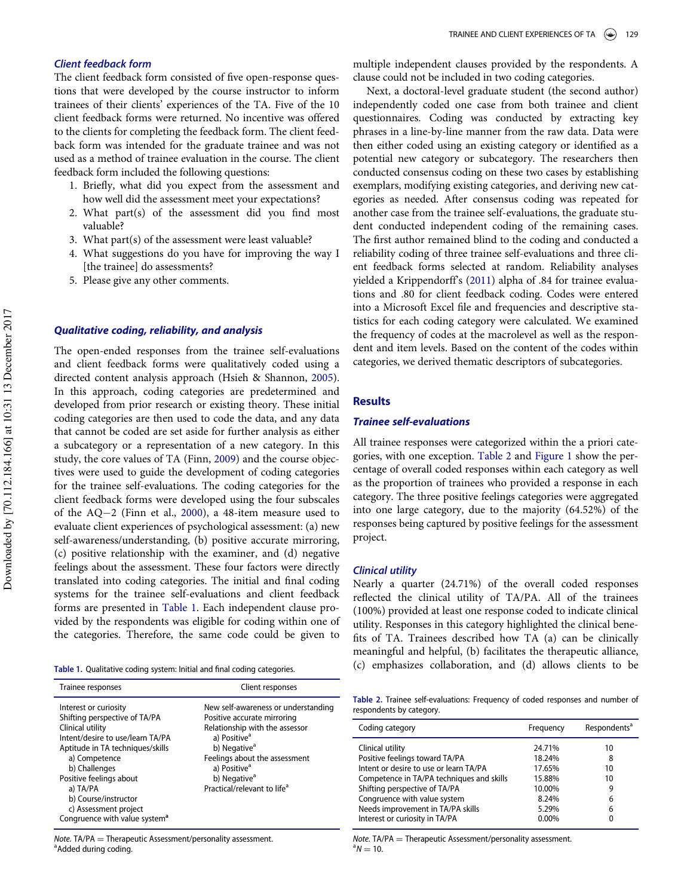### Client feedback form

The client feedback form consisted of five open-response questions that were developed by the course instructor to inform trainees of their clients' experiences of the TA. Five of the 10 client feedback forms were returned. No incentive was offered to the clients for completing the feedback form. The client feedback form was intended for the graduate trainee and was not used as a method of trainee evaluation in the course. The client feedback form included the following questions:

1. Briefly, what did you expect from the assessment and how well did the assessment meet your expectations?
2. What part(s) of the assessment did you find most valuable?
3. What part(s) of the assessment were least valuable?
4. What suggestions do you have for improving the way I [the trainee] do assessments?
5. Please give any other comments.

### Qualitative coding, reliability, and analysis

The open-ended responses from the trainee self-evaluations and client feedback forms were qualitatively coded using a directed content analysis approach (Hsieh & Shannon, 2005). In this approach, coding categories are predetermined and developed from prior research or existing theory. These initial coding categories are then used to code the data, and any data that cannot be coded are set aside for further analysis as either a subcategory or a representation of a new category. In this study, the core values of TA (Finn, 2009) and the course objectives were used to guide the development of coding categories for the trainee self-evaluations. The coding categories for the client feedback forms were developed using the four subscales of the AQ−2 (Finn et al., 2000), a 48-item measure used to evaluate client experiences of psychological assessment: (a) new self-awareness/understanding, (b) positive accurate mirroring, (c) positive relationship with the examiner, and (d) negative feelings about the assessment. These four factors were directly translated into coding categories. The initial and final coding systems for the trainee self-evaluations and client feedback forms are presented in Table 1. Each independent clause provided by the respondents was eligible for coding within one of the categories. Therefore, the same code could be given to multiple independent clauses provided by the respondents. A clause could not be included in two coding categories.

Table 1. Qualitative coding system: Initial and final coding categories.

| Trainee responses | Client responses |
|---|---|
| Interest or curiosity | New self-awareness or understanding |
| Shifting perspective of TA/PA | Positive accurate mirroring |
| Clinical utility | Relationship with the assessor |
| Intent/desire to use/learn TA/PA | a) Positive[a] |
| Aptitude in TA techniques/skills | b) Negative[a] |
| a) Competence | Feelings about the assessment |
| b) Challenges | a) Positive[a] |
| Positive feelings about | b) Negative[a] |
| a) TA/PA | Practical/relevant to life[a] |
| b) Course/instructor | |
| c) Assessment project | |
| Congruence with value system[a] | |

*Note.* TA/PA = Therapeutic Assessment/personality assessment.
[a]Added during coding.

Next, a doctoral-level graduate student (the second author) independently coded one case from both trainee and client questionnaires. Coding was conducted by extracting key phrases in a line-by-line manner from the raw data. Data were then either coded using an existing category or identified as a potential new category or subcategory. The researchers then conducted consensus coding on these two cases by establishing exemplars, modifying existing categories, and deriving new categories as needed. After consensus coding was repeated for another case from the trainee self-evaluations, the graduate student conducted independent coding of the remaining cases. The first author remained blind to the coding and conducted a reliability coding of three trainee self-evaluations and three client feedback forms selected at random. Reliability analyses yielded a Krippendorff's (2011) alpha of .84 for trainee evaluations and .80 for client feedback coding. Codes were entered into a Microsoft Excel file and frequencies and descriptive statistics for each coding category were calculated. We examined the frequency of codes at the macrolevel as well as the respondent and item levels. Based on the content of the codes within categories, we derived thematic descriptors of subcategories.

## Results

### Trainee self-evaluations

All trainee responses were categorized within the a priori categories, with one exception. Table 2 and Figure 1 show the percentage of overall coded responses within each category as well as the proportion of trainees who provided a response in each category. The three positive feelings categories were aggregated into one large category, due to the majority (64.52%) of the responses being captured by positive feelings for the assessment project.

### Clinical utility

Nearly a quarter (24.71%) of the overall coded responses reflected the clinical utility of TA/PA. All of the trainees (100%) provided at least one response coded to indicate clinical utility. Responses in this category highlighted the clinical benefits of TA. Trainees described how TA (a) can be clinically meaningful and helpful, (b) facilitates the therapeutic alliance, (c) emphasizes collaboration, and (d) allows clients to be

Table 2. Trainee self-evaluations: Frequency of coded responses and number of respondents by category.

| Coding category | Frequency | Respondents[a] |
|---|---|---|
| Clinical utility | 24.71% | 10 |
| Positive feelings toward TA/PA | 18.24% | 8 |
| Intent or desire to use or learn TA/PA | 17.65% | 10 |
| Competence in TA/PA techniques and skills | 15.88% | 10 |
| Shifting perspective of TA/PA | 10.00% | 9 |
| Congruence with value system | 8.24% | 6 |
| Needs improvement in TA/PA skills | 5.29% | 6 |
| Interest or curiosity in TA/PA | 0.00% | 0 |

*Note.* TA/PA = Therapeutic Assessment/personality assessment.
[a]$N = 10$.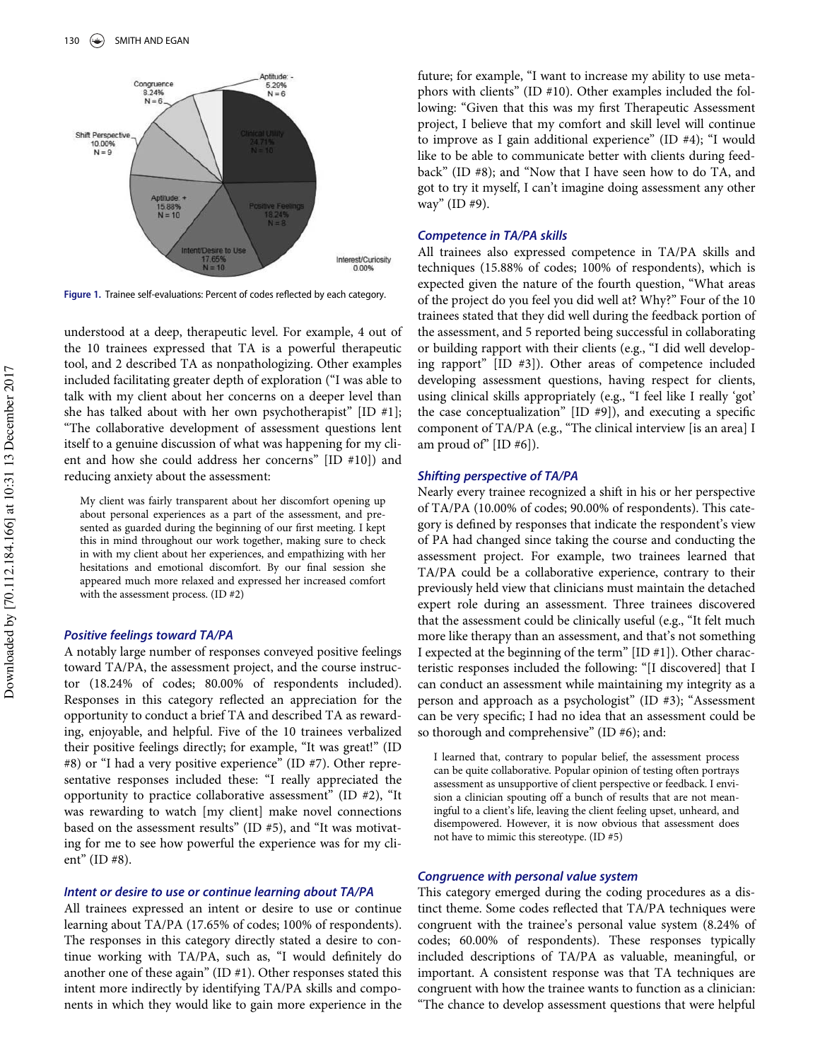Figure 1. Trainee self-evaluations: Percent of codes reflected by each category.

understood at a deep, therapeutic level. For example, 4 out of the 10 trainees expressed that TA is a powerful therapeutic tool, and 2 described TA as nonpathologizing. Other examples included facilitating greater depth of exploration ("I was able to talk with my client about her concerns on a deeper level than she has talked about with her own psychotherapist" [ID #1]; "The collaborative development of assessment questions lent itself to a genuine discussion of what was happening for my client and how she could address her concerns" [ID #10]) and reducing anxiety about the assessment:

> My client was fairly transparent about her discomfort opening up about personal experiences as a part of the assessment, and presented as guarded during the beginning of our first meeting. I kept this in mind throughout our work together, making sure to check in with my client about her experiences, and empathizing with her hesitations and emotional discomfort. By our final session she appeared much more relaxed and expressed her increased comfort with the assessment process. (ID #2)

### *Positive feelings toward TA/PA*

A notably large number of responses conveyed positive feelings toward TA/PA, the assessment project, and the course instructor (18.24% of codes; 80.00% of respondents included). Responses in this category reflected an appreciation for the opportunity to conduct a brief TA and described TA as rewarding, enjoyable, and helpful. Five of the 10 trainees verbalized their positive feelings directly; for example, "It was great!" (ID #8) or "I had a very positive experience" (ID #7). Other representative responses included these: "I really appreciated the opportunity to practice collaborative assessment" (ID #2), "It was rewarding to watch [my client] make novel connections based on the assessment results" (ID #5), and "It was motivating for me to see how powerful the experience was for my client" (ID #8).

### *Intent or desire to use or continue learning about TA/PA*

All trainees expressed an intent or desire to use or continue learning about TA/PA (17.65% of codes; 100% of respondents). The responses in this category directly stated a desire to continue working with TA/PA, such as, "I would definitely do another one of these again" (ID #1). Other responses stated this intent more indirectly by identifying TA/PA skills and components in which they would like to gain more experience in the future; for example, "I want to increase my ability to use metaphors with clients" (ID #10). Other examples included the following: "Given that this was my first Therapeutic Assessment project, I believe that my comfort and skill level will continue to improve as I gain additional experience" (ID #4); "I would like to be able to communicate better with clients during feedback" (ID #8); and "Now that I have seen how to do TA, and got to try it myself, I can't imagine doing assessment any other way" (ID #9).

### *Competence in TA/PA skills*

All trainees also expressed competence in TA/PA skills and techniques (15.88% of codes; 100% of respondents), which is expected given the nature of the fourth question, "What areas of the project do you feel you did well at? Why?" Four of the 10 trainees stated that they did well during the feedback portion of the assessment, and 5 reported being successful in collaborating or building rapport with their clients (e.g., "I did well developing rapport" [ID #3]). Other areas of competence included developing assessment questions, having respect for clients, using clinical skills appropriately (e.g., "I feel like I really 'got' the case conceptualization" [ID #9]), and executing a specific component of TA/PA (e.g., "The clinical interview [is an area] I am proud of" [ID #6]).

### *Shifting perspective of TA/PA*

Nearly every trainee recognized a shift in his or her perspective of TA/PA (10.00% of codes; 90.00% of respondents). This category is defined by responses that indicate the respondent's view of PA had changed since taking the course and conducting the assessment project. For example, two trainees learned that TA/PA could be a collaborative experience, contrary to their previously held view that clinicians must maintain the detached expert role during an assessment. Three trainees discovered that the assessment could be clinically useful (e.g., "It felt much more like therapy than an assessment, and that's not something I expected at the beginning of the term" [ID #1]). Other characteristic responses included the following: "[I discovered] that I can conduct an assessment while maintaining my integrity as a person and approach as a psychologist" (ID #3); "Assessment can be very specific; I had no idea that an assessment could be so thorough and comprehensive" (ID #6); and:

> I learned that, contrary to popular belief, the assessment process can be quite collaborative. Popular opinion of testing often portrays assessment as unsupportive of client perspective or feedback. I envision a clinician spouting off a bunch of results that are not meaningful to a client's life, leaving the client feeling upset, unheard, and disempowered. However, it is now obvious that assessment does not have to mimic this stereotype. (ID #5)

### *Congruence with personal value system*

This category emerged during the coding procedures as a distinct theme. Some codes reflected that TA/PA techniques were congruent with the trainee's personal value system (8.24% of codes; 60.00% of respondents). These responses typically included descriptions of TA/PA as valuable, meaningful, or important. A consistent response was that TA techniques are congruent with how the trainee wants to function as a clinician: "The chance to develop assessment questions that were helpful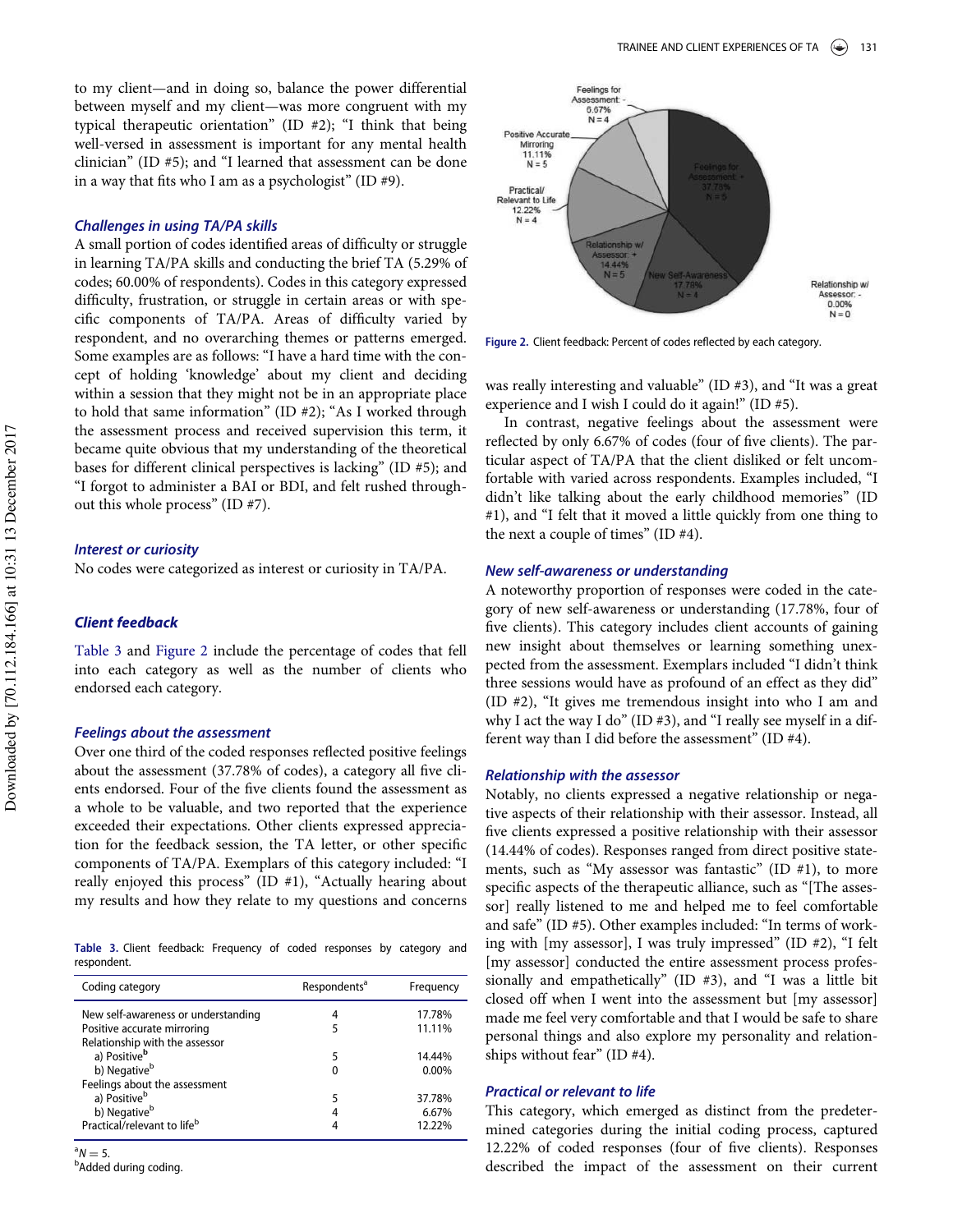to my client—and in doing so, balance the power differential between myself and my client—was more congruent with my typical therapeutic orientation" (ID #2); "I think that being well-versed in assessment is important for any mental health clinician" (ID #5); and "I learned that assessment can be done in a way that fits who I am as a psychologist" (ID #9).

### *Challenges in using TA/PA skills*

A small portion of codes identified areas of difficulty or struggle in learning TA/PA skills and conducting the brief TA (5.29% of codes; 60.00% of respondents). Codes in this category expressed difficulty, frustration, or struggle in certain areas or with specific components of TA/PA. Areas of difficulty varied by respondent, and no overarching themes or patterns emerged. Some examples are as follows: "I have a hard time with the concept of holding 'knowledge' about my client and deciding within a session that they might not be in an appropriate place to hold that same information" (ID #2); "As I worked through the assessment process and received supervision this term, it became quite obvious that my understanding of the theoretical bases for different clinical perspectives is lacking" (ID #5); and "I forgot to administer a BAI or BDI, and felt rushed throughout this whole process" (ID #7).

### *Interest or curiosity*

No codes were categorized as interest or curiosity in TA/PA.

## *Client feedback*

Table 3 and Figure 2 include the percentage of codes that fell into each category as well as the number of clients who endorsed each category.

### *Feelings about the assessment*

Over one third of the coded responses reflected positive feelings about the assessment (37.78% of codes), a category all five clients endorsed. Four of the five clients found the assessment as a whole to be valuable, and two reported that the experience exceeded their expectations. Other clients expressed appreciation for the feedback session, the TA letter, or other specific components of TA/PA. Exemplars of this category included: "I really enjoyed this process" (ID #1), "Actually hearing about my results and how they relate to my questions and concerns was really interesting and valuable" (ID #3), and "It was a great experience and I wish I could do it again!" (ID #5).

**Table 3.** Client feedback: Frequency of coded responses by category and respondent.

| Coding category | Respondents[a] | Frequency |
|---|---|---|
| New self-awareness or understanding | 4 | 17.78% |
| Positive accurate mirroring | 5 | 11.11% |
| Relationship with the assessor | | |
| a) Positive[b] | 5 | 14.44% |
| b) Negative[b] | 0 | 0.00% |
| Feelings about the assessment | | |
| a) Positive[b] | 5 | 37.78% |
| b) Negative[b] | 4 | 6.67% |
| Practical/relevant to life[b] | 4 | 12.22% |

[a]$N = 5$.
[b]Added during coding.

Feelings for Assessment: - 6.67% N = 4; Positive Accurate Mirroring 11.11% N = 5; Practical/Relevant to Life 12.22% N = 4; Relationship w/ Assessor: + 14.44% N = 5; New Self-Awareness 17.78% N = 4; Feelings for Assessment: + 37.78% N = 5; Relationship w/ Assessor: - 0.00% N = 0

**Figure 2.** Client feedback: Percent of codes reflected by each category.

In contrast, negative feelings about the assessment were reflected by only 6.67% of codes (four of five clients). The particular aspect of TA/PA that the client disliked or felt uncomfortable with varied across respondents. Examples included, "I didn't like talking about the early childhood memories" (ID #1), and "I felt that it moved a little quickly from one thing to the next a couple of times" (ID #4).

### *New self-awareness or understanding*

A noteworthy proportion of responses were coded in the category of new self-awareness or understanding (17.78%, four of five clients). This category includes client accounts of gaining new insight about themselves or learning something unexpected from the assessment. Exemplars included "I didn't think three sessions would have as profound of an effect as they did" (ID #2), "It gives me tremendous insight into who I am and why I act the way I do" (ID #3), and "I really see myself in a different way than I did before the assessment" (ID #4).

### *Relationship with the assessor*

Notably, no clients expressed a negative relationship or negative aspects of their relationship with their assessor. Instead, all five clients expressed a positive relationship with their assessor (14.44% of codes). Responses ranged from direct positive statements, such as "My assessor was fantastic" (ID #1), to more specific aspects of the therapeutic alliance, such as "[The assessor] really listened to me and helped me to feel comfortable and safe" (ID #5). Other examples included: "In terms of working with [my assessor], I was truly impressed" (ID #2), "I felt [my assessor] conducted the entire assessment process professionally and empathetically" (ID #3), and "I was a little bit closed off when I went into the assessment but [my assessor] made me feel very comfortable and that I would be safe to share personal things and also explore my personality and relationships without fear" (ID #4).

### *Practical or relevant to life*

This category, which emerged as distinct from the predetermined categories during the initial coding process, captured 12.22% of coded responses (four of five clients). Responses described the impact of the assessment on their current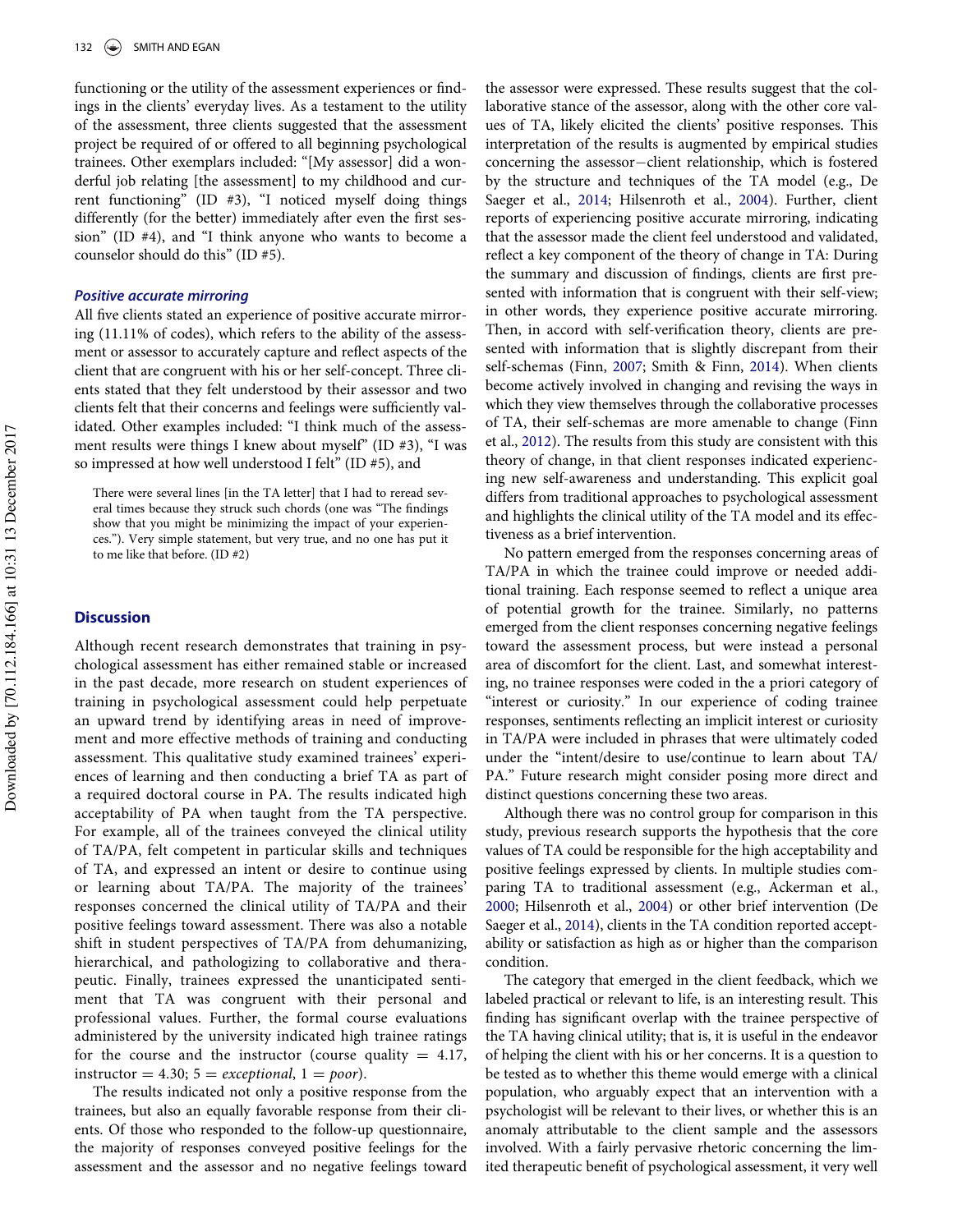functioning or the utility of the assessment experiences or findings in the clients' everyday lives. As a testament to the utility of the assessment, three clients suggested that the assessment project be required of or offered to all beginning psychological trainees. Other exemplars included: "[My assessor] did a wonderful job relating [the assessment] to my childhood and current functioning" (ID #3), "I noticed myself doing things differently (for the better) immediately after even the first session" (ID #4), and "I think anyone who wants to become a counselor should do this" (ID #5).

### *Positive accurate mirroring*

All five clients stated an experience of positive accurate mirroring (11.11% of codes), which refers to the ability of the assessment or assessor to accurately capture and reflect aspects of the client that are congruent with his or her self-concept. Three clients stated that they felt understood by their assessor and two clients felt that their concerns and feelings were sufficiently validated. Other examples included: "I think much of the assessment results were things I knew about myself" (ID #3), "I was so impressed at how well understood I felt" (ID #5), and

> There were several lines [in the TA letter] that I had to reread several times because they struck such chords (one was "The findings show that you might be minimizing the impact of your experiences."). Very simple statement, but very true, and no one has put it to me like that before. (ID #2)

## Discussion

Although recent research demonstrates that training in psychological assessment has either remained stable or increased in the past decade, more research on student experiences of training in psychological assessment could help perpetuate an upward trend by identifying areas in need of improvement and more effective methods of training and conducting assessment. This qualitative study examined trainees' experiences of learning and then conducting a brief TA as part of a required doctoral course in PA. The results indicated high acceptability of PA when taught from the TA perspective. For example, all of the trainees conveyed the clinical utility of TA/PA, felt competent in particular skills and techniques of TA, and expressed an intent or desire to continue using or learning about TA/PA. The majority of the trainees' responses concerned the clinical utility of TA/PA and their positive feelings toward assessment. There was also a notable shift in student perspectives of TA/PA from dehumanizing, hierarchical, and pathologizing to collaborative and therapeutic. Finally, trainees expressed the unanticipated sentiment that TA was congruent with their personal and professional values. Further, the formal course evaluations administered by the university indicated high trainee ratings for the course and the instructor (course quality = 4.17, instructor = 4.30; 5 = *exceptional*, 1 = *poor*).

The results indicated not only a positive response from the trainees, but also an equally favorable response from their clients. Of those who responded to the follow-up questionnaire, the majority of responses conveyed positive feelings for the assessment and the assessor and no negative feelings toward the assessor were expressed. These results suggest that the collaborative stance of the assessor, along with the other core values of TA, likely elicited the clients' positive responses. This interpretation of the results is augmented by empirical studies concerning the assessor−client relationship, which is fostered by the structure and techniques of the TA model (e.g., De Saeger et al., 2014; Hilsenroth et al., 2004). Further, client reports of experiencing positive accurate mirroring, indicating that the assessor made the client feel understood and validated, reflect a key component of the theory of change in TA: During the summary and discussion of findings, clients are first presented with information that is congruent with their self-view; in other words, they experience positive accurate mirroring. Then, in accord with self-verification theory, clients are presented with information that is slightly discrepant from their self-schemas (Finn, 2007; Smith & Finn, 2014). When clients become actively involved in changing and revising the ways in which they view themselves through the collaborative processes of TA, their self-schemas are more amenable to change (Finn et al., 2012). The results from this study are consistent with this theory of change, in that client responses indicated experiencing new self-awareness and understanding. This explicit goal differs from traditional approaches to psychological assessment and highlights the clinical utility of the TA model and its effectiveness as a brief intervention.

No pattern emerged from the responses concerning areas of TA/PA in which the trainee could improve or needed additional training. Each response seemed to reflect a unique area of potential growth for the trainee. Similarly, no patterns emerged from the client responses concerning negative feelings toward the assessment process, but were instead a personal area of discomfort for the client. Last, and somewhat interesting, no trainee responses were coded in the a priori category of "interest or curiosity." In our experience of coding trainee responses, sentiments reflecting an implicit interest or curiosity in TA/PA were included in phrases that were ultimately coded under the "intent/desire to use/continue to learn about TA/PA." Future research might consider posing more direct and distinct questions concerning these two areas.

Although there was no control group for comparison in this study, previous research supports the hypothesis that the core values of TA could be responsible for the high acceptability and positive feelings expressed by clients. In multiple studies comparing TA to traditional assessment (e.g., Ackerman et al., 2000; Hilsenroth et al., 2004) or other brief intervention (De Saeger et al., 2014), clients in the TA condition reported acceptability or satisfaction as high as or higher than the comparison condition.

The category that emerged in the client feedback, which we labeled practical or relevant to life, is an interesting result. This finding has significant overlap with the trainee perspective of the TA having clinical utility; that is, it is useful in the endeavor of helping the client with his or her concerns. It is a question to be tested as to whether this theme would emerge with a clinical population, who arguably expect that an intervention with a psychologist will be relevant to their lives, or whether this is an anomaly attributable to the client sample and the assessors involved. With a fairly pervasive rhetoric concerning the limited therapeutic benefit of psychological assessment, it very well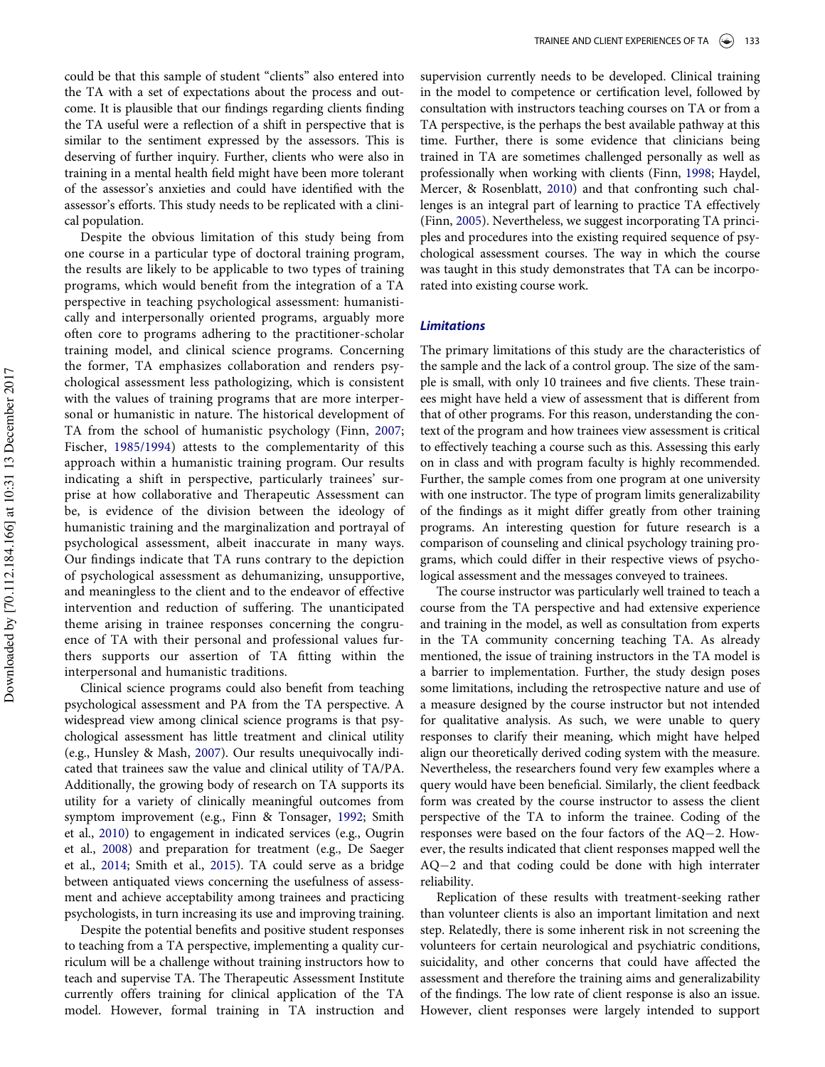could be that this sample of student "clients" also entered into the TA with a set of expectations about the process and outcome. It is plausible that our findings regarding clients finding the TA useful were a reflection of a shift in perspective that is similar to the sentiment expressed by the assessors. This is deserving of further inquiry. Further, clients who were also in training in a mental health field might have been more tolerant of the assessor's anxieties and could have identified with the assessor's efforts. This study needs to be replicated with a clinical population.

Despite the obvious limitation of this study being from one course in a particular type of doctoral training program, the results are likely to be applicable to two types of training programs, which would benefit from the integration of a TA perspective in teaching psychological assessment: humanistically and interpersonally oriented programs, arguably more often core to programs adhering to the practitioner-scholar training model, and clinical science programs. Concerning the former, TA emphasizes collaboration and renders psychological assessment less pathologizing, which is consistent with the values of training programs that are more interpersonal or humanistic in nature. The historical development of TA from the school of humanistic psychology (Finn, 2007; Fischer, 1985/1994) attests to the complementarity of this approach within a humanistic training program. Our results indicating a shift in perspective, particularly trainees' surprise at how collaborative and Therapeutic Assessment can be, is evidence of the division between the ideology of humanistic training and the marginalization and portrayal of psychological assessment, albeit inaccurate in many ways. Our findings indicate that TA runs contrary to the depiction of psychological assessment as dehumanizing, unsupportive, and meaningless to the client and to the endeavor of effective intervention and reduction of suffering. The unanticipated theme arising in trainee responses concerning the congruence of TA with their personal and professional values furthers supports our assertion of TA fitting within the interpersonal and humanistic traditions.

Clinical science programs could also benefit from teaching psychological assessment and PA from the TA perspective. A widespread view among clinical science programs is that psychological assessment has little treatment and clinical utility (e.g., Hunsley & Mash, 2007). Our results unequivocally indicated that trainees saw the value and clinical utility of TA/PA. Additionally, the growing body of research on TA supports its utility for a variety of clinically meaningful outcomes from symptom improvement (e.g., Finn & Tonsager, 1992; Smith et al., 2010) to engagement in indicated services (e.g., Ougrin et al., 2008) and preparation for treatment (e.g., De Saeger et al., 2014; Smith et al., 2015). TA could serve as a bridge between antiquated views concerning the usefulness of assessment and achieve acceptability among trainees and practicing psychologists, in turn increasing its use and improving training.

Despite the potential benefits and positive student responses to teaching from a TA perspective, implementing a quality curriculum will be a challenge without training instructors how to teach and supervise TA. The Therapeutic Assessment Institute currently offers training for clinical application of the TA model. However, formal training in TA instruction and supervision currently needs to be developed. Clinical training in the model to competence or certification level, followed by consultation with instructors teaching courses on TA or from a TA perspective, is the perhaps the best available pathway at this time. Further, there is some evidence that clinicians being trained in TA are sometimes challenged personally as well as professionally when working with clients (Finn, 1998; Haydel, Mercer, & Rosenblatt, 2010) and that confronting such challenges is an integral part of learning to practice TA effectively (Finn, 2005). Nevertheless, we suggest incorporating TA principles and procedures into the existing required sequence of psychological assessment courses. The way in which the course was taught in this study demonstrates that TA can be incorporated into existing course work.

### *Limitations*

The primary limitations of this study are the characteristics of the sample and the lack of a control group. The size of the sample is small, with only 10 trainees and five clients. These trainees might have held a view of assessment that is different from that of other programs. For this reason, understanding the context of the program and how trainees view assessment is critical to effectively teaching a course such as this. Assessing this early on in class and with program faculty is highly recommended. Further, the sample comes from one program at one university with one instructor. The type of program limits generalizability of the findings as it might differ greatly from other training programs. An interesting question for future research is a comparison of counseling and clinical psychology training programs, which could differ in their respective views of psychological assessment and the messages conveyed to trainees.

The course instructor was particularly well trained to teach a course from the TA perspective and had extensive experience and training in the model, as well as consultation from experts in the TA community concerning teaching TA. As already mentioned, the issue of training instructors in the TA model is a barrier to implementation. Further, the study design poses some limitations, including the retrospective nature and use of a measure designed by the course instructor but not intended for qualitative analysis. As such, we were unable to query responses to clarify their meaning, which might have helped align our theoretically derived coding system with the measure. Nevertheless, the researchers found very few examples where a query would have been beneficial. Similarly, the client feedback form was created by the course instructor to assess the client perspective of the TA to inform the trainee. Coding of the responses were based on the four factors of the AQ−2. However, the results indicated that client responses mapped well the AQ−2 and that coding could be done with high interrater reliability.

Replication of these results with treatment-seeking rather than volunteer clients is also an important limitation and next step. Relatedly, there is some inherent risk in not screening the volunteers for certain neurological and psychiatric conditions, suicidality, and other concerns that could have affected the assessment and therefore the training aims and generalizability of the findings. The low rate of client response is also an issue. However, client responses were largely intended to support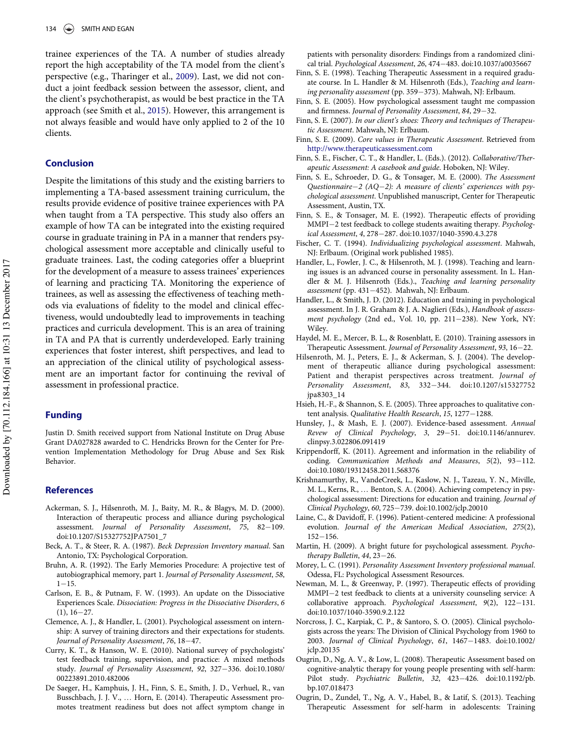trainee experiences of the TA. A number of studies already report the high acceptability of the TA model from the client's perspective (e.g., Tharinger et al., 2009). Last, we did not conduct a joint feedback session between the assessor, client, and the client's psychotherapist, as would be best practice in the TA approach (see Smith et al., 2015). However, this arrangement is not always feasible and would have only applied to 2 of the 10 clients.

## Conclusion

Despite the limitations of this study and the existing barriers to implementing a TA-based assessment training curriculum, the results provide evidence of positive trainee experiences with PA when taught from a TA perspective. This study also offers an example of how TA can be integrated into the existing required course in graduate training in PA in a manner that renders psychological assessment more acceptable and clinically useful to graduate trainees. Last, the coding categories offer a blueprint for the development of a measure to assess trainees' experiences of learning and practicing TA. Monitoring the experience of trainees, as well as assessing the effectiveness of teaching methods via evaluations of fidelity to the model and clinical effectiveness, would undoubtedly lead to improvements in teaching practices and curricula development. This is an area of training in TA and PA that is currently underdeveloped. Early training experiences that foster interest, shift perspectives, and lead to an appreciation of the clinical utility of psychological assessment are an important factor for continuing the revival of assessment in professional practice.

## Funding

Justin D. Smith received support from National Institute on Drug Abuse Grant DA027828 awarded to C. Hendricks Brown for the Center for Prevention Implementation Methodology for Drug Abuse and Sex Risk Behavior.

## References

Ackerman, S. J., Hilsenroth, M. J., Baity, M. R., & Blagys, M. D. (2000). Interaction of therapeutic process and alliance during psychological assessment. *Journal of Personality Assessment*, *75*, 82−109. doi:10.1207/S15327752JPA7501_7

Beck, A. T., & Steer, R. A. (1987). *Beck Depression Inventory manual*. San Antonio, TX: Psychological Corporation.

Bruhn, A. R. (1992). The Early Memories Procedure: A projective test of autobiographical memory, part 1. *Journal of Personality Assessment*, *58*, 1−15.

Carlson, E. B., & Putnam, F. W. (1993). An update on the Dissociative Experiences Scale. *Dissociation: Progress in the Dissociative Disorders*, *6* (1), 16−27.

Clemence, A. J., & Handler, L. (2001). Psychological assessment on internship: A survey of training directors and their expectations for students. *Journal of Personality Assessment*, *76*, 18−47.

Curry, K. T., & Hanson, W. E. (2010). National survey of psychologists' test feedback training, supervision, and practice: A mixed methods study. *Journal of Personality Assessment*, *92*, 327−336. doi:10.1080/00223891.2010.482006

De Saeger, H., Kamphuis, J. H., Finn, S. E., Smith, J. D., Verhuel, R., van Busschbach, J. J. V., … Horn, E. (2014). Therapeutic Assessment promotes treatment readiness but does not affect symptom change in patients with personality disorders: Findings from a randomized clinical trial. *Psychological Assessment*, *26*, 474−483. doi:10.1037/a0035667

Finn, S. E. (1998). Teaching Therapeutic Assessment in a required graduate course. In L. Handler & M. Hilsenroth (Eds.), *Teaching and learning personality assessment* (pp. 359−373). Mahwah, NJ: Erlbaum.

Finn, S. E. (2005). How psychological assessment taught me compassion and firmness. *Journal of Personality Assessment*, *84*, 29−32.

Finn, S. E. (2007). *In our client's shoes: Theory and techniques of Therapeutic Assessment*. Mahwah, NJ: Erlbaum.

Finn, S. E. (2009). *Core values in Therapeutic Assessment*. Retrieved from http://www.therapeuticassessment.com

Finn, S. E., Fischer, C. T., & Handler, L. (Eds.). (2012). *Collaborative/Therapeutic Assessment: A casebook and guide*. Hoboken, NJ: Wiley.

Finn, S. E., Schroeder, D. G., & Tonsager, M. E. (2000). *The Assessment Questionnaire−2 (AQ−2): A measure of clients' experiences with psychological assessment*. Unpublished manuscript, Center for Therapeutic Assessment, Austin, TX.

Finn, S. E., & Tonsager, M. E. (1992). Therapeutic effects of providing MMPI−2 test feedback to college students awaiting therapy. *Psychological Assessment*, *4*, 278−287. doi:10.1037/1040-3590.4.3.278

Fischer, C. T. (1994). *Individualizing psychological assessment*. Mahwah, NJ: Erlbaum. (Original work published 1985).

Handler, L., Fowler, J. C., & Hilsenroth, M. J. (1998). Teaching and learning issues in an advanced course in personality assessment. In L. Handler & M. J. Hilsenroth (Eds.), *Teaching and learning personality assessment* (pp. 431−452). Mahwah, NJ: Erlbaum.

Handler, L., & Smith, J. D. (2012). Education and training in psychological assessment. In J. R. Graham & J. A. Naglieri (Eds.), *Handbook of assessment psychology* (2nd ed., Vol. 10, pp. 211−238). New York, NY: Wiley.

Haydel, M. E., Mercer, B. L., & Rosenblatt, E. (2010). Training assessors in Therapeutic Assessment. *Journal of Personality Assessment*, *93*, 16−22.

Hilsenroth, M. J., Peters, E. J., & Ackerman, S. J. (2004). The development of therapeutic alliance during psychological assessment: Patient and therapist perspectives across treatment. *Journal of Personality Assessment*, *83*, 332−344. doi:10.1207/s15327752jpa8303_14

Hsieh, H.-F., & Shannon, S. E. (2005). Three approaches to qualitative content analysis. *Qualitative Health Research*, *15*, 1277−1288.

Hunsley, J., & Mash, E. J. (2007). Evidence-based assessment. *Annual Revew of Clinical Psychology*, *3*, 29−51. doi:10.1146/annurev.clinpsy.3.022806.091419

Krippendorff, K. (2011). Agreement and information in the reliability of coding. *Communication Methods and Measures*, *5*(2), 93−112. doi:10.1080/19312458.2011.568376

Krishnamurthy, R., VandeCreek, L., Kaslow, N. J., Tazeau, Y. N., Miville, M. L., Kerns, R., … Benton, S. A. (2004). Achieving competency in psychological assessment: Directions for education and training. *Journal of Clinical Psychology*, *60*, 725−739. doi:10.1002/jclp.20010

Laine, C., & Davidoff, F. (1996). Patient-centered medicine: A professional evolution. *Journal of the American Medical Association*, *275*(2), 152−156.

Martin, H. (2009). A bright future for psychological assessment. *Psychotherapy Bulletin*, *44*, 23−26.

Morey, L. C. (1991). *Personality Assessment Inventory professional manual*. Odessa, FL: Psychological Assessment Resources.

Newman, M. L., & Greenway, P. (1997). Therapeutic effects of providing MMPI−2 test feedback to clients at a university counseling service: A collaborative approach. *Psychological Assessment*, *9*(2), 122−131. doi:10.1037/1040-3590.9.2.122

Norcross, J. C., Karpiak, C. P., & Santoro, S. O. (2005). Clinical psychologists across the years: The Division of Clinical Psychology from 1960 to 2003. *Journal of Clinical Psychology*, *61*, 1467−1483. doi:10.1002/jclp.20135

Ougrin, D., Ng, A. V., & Low, L. (2008). Therapeutic Assessment based on cognitive-analytic therapy for young people presenting with self-harm: Pilot study. *Psychiatric Bulletin*, *32*, 423−426. doi:10.1192/pb.bp.107.018473

Ougrin, D., Zundel, T., Ng, A. V., Habel, B., & Latif, S. (2013). Teaching Therapeutic Assessment for self-harm in adolescents: Training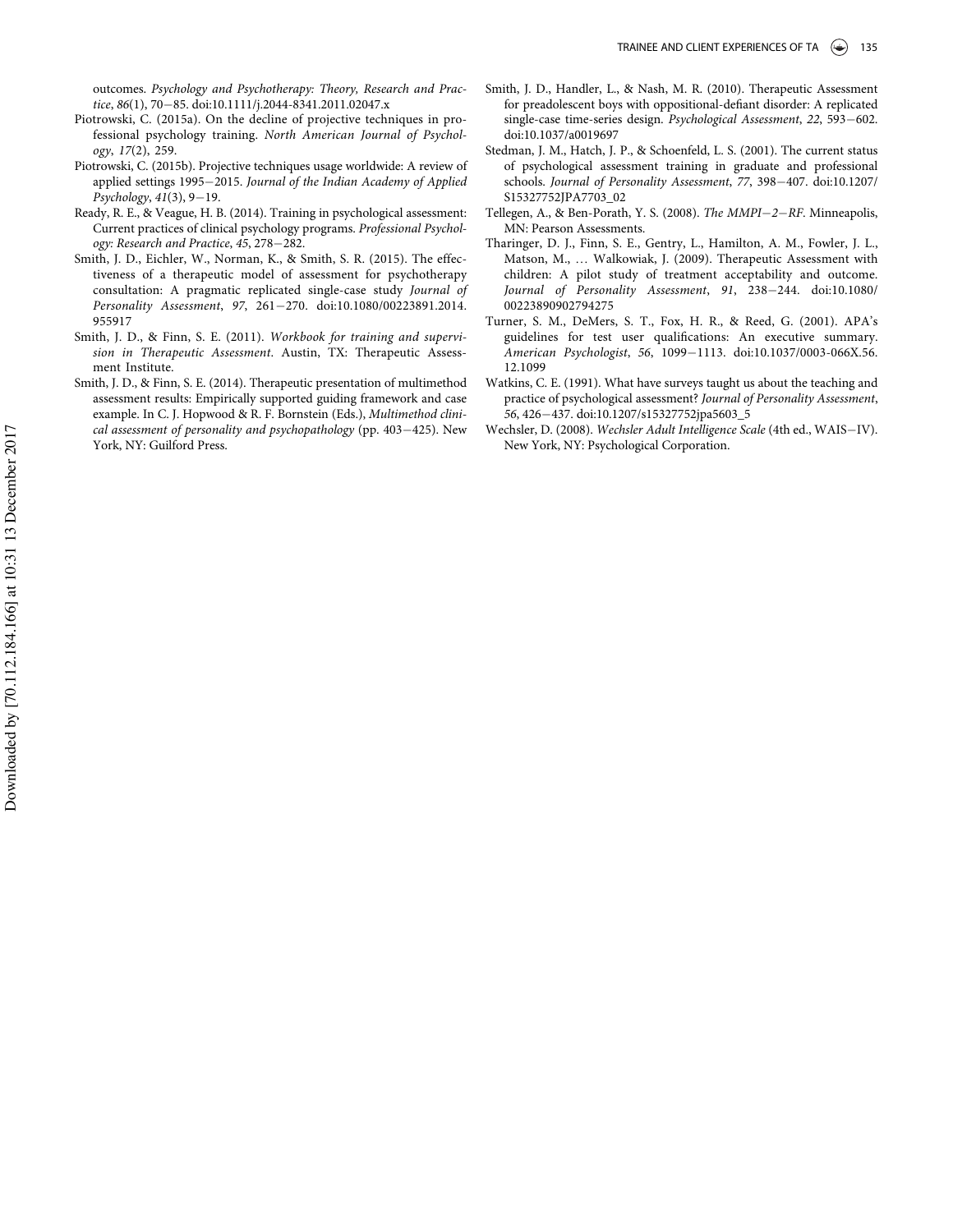outcomes. *Psychology and Psychotherapy: Theory, Research and Practice*, *86*(1), 70−85. doi:10.1111/j.2044-8341.2011.02047.x

Piotrowski, C. (2015a). On the decline of projective techniques in professional psychology training. *North American Journal of Psychology*, *17*(2), 259.

Piotrowski, C. (2015b). Projective techniques usage worldwide: A review of applied settings 1995−2015. *Journal of the Indian Academy of Applied Psychology*, *41*(3), 9−19.

Ready, R. E., & Veague, H. B. (2014). Training in psychological assessment: Current practices of clinical psychology programs. *Professional Psychology: Research and Practice*, *45*, 278−282.

Smith, J. D., Eichler, W., Norman, K., & Smith, S. R. (2015). The effectiveness of a therapeutic model of assessment for psychotherapy consultation: A pragmatic replicated single-case study *Journal of Personality Assessment*, *97*, 261−270. doi:10.1080/00223891.2014.955917

Smith, J. D., & Finn, S. E. (2011). *Workbook for training and supervision in Therapeutic Assessment*. Austin, TX: Therapeutic Assessment Institute.

Smith, J. D., & Finn, S. E. (2014). Therapeutic presentation of multimethod assessment results: Empirically supported guiding framework and case example. In C. J. Hopwood & R. F. Bornstein (Eds.), *Multimethod clinical assessment of personality and psychopathology* (pp. 403−425). New York, NY: Guilford Press.

Smith, J. D., Handler, L., & Nash, M. R. (2010). Therapeutic Assessment for preadolescent boys with oppositional-defiant disorder: A replicated single-case time-series design. *Psychological Assessment*, *22*, 593−602. doi:10.1037/a0019697

Stedman, J. M., Hatch, J. P., & Schoenfeld, L. S. (2001). The current status of psychological assessment training in graduate and professional schools. *Journal of Personality Assessment*, *77*, 398−407. doi:10.1207/S15327752JPA7703_02

Tellegen, A., & Ben-Porath, Y. S. (2008). *The MMPI−2−RF*. Minneapolis, MN: Pearson Assessments.

Tharinger, D. J., Finn, S. E., Gentry, L., Hamilton, A. M., Fowler, J. L., Matson, M., … Walkowiak, J. (2009). Therapeutic Assessment with children: A pilot study of treatment acceptability and outcome. *Journal of Personality Assessment*, *91*, 238−244. doi:10.1080/00223890902794275

Turner, S. M., DeMers, S. T., Fox, H. R., & Reed, G. (2001). APA's guidelines for test user qualifications: An executive summary. *American Psychologist*, *56*, 1099−1113. doi:10.1037/0003-066X.56.12.1099

Watkins, C. E. (1991). What have surveys taught us about the teaching and practice of psychological assessment? *Journal of Personality Assessment*, *56*, 426−437. doi:10.1207/s15327752jpa5603_5

Wechsler, D. (2008). *Wechsler Adult Intelligence Scale* (4th ed., WAIS−IV). New York, NY: Psychological Corporation.